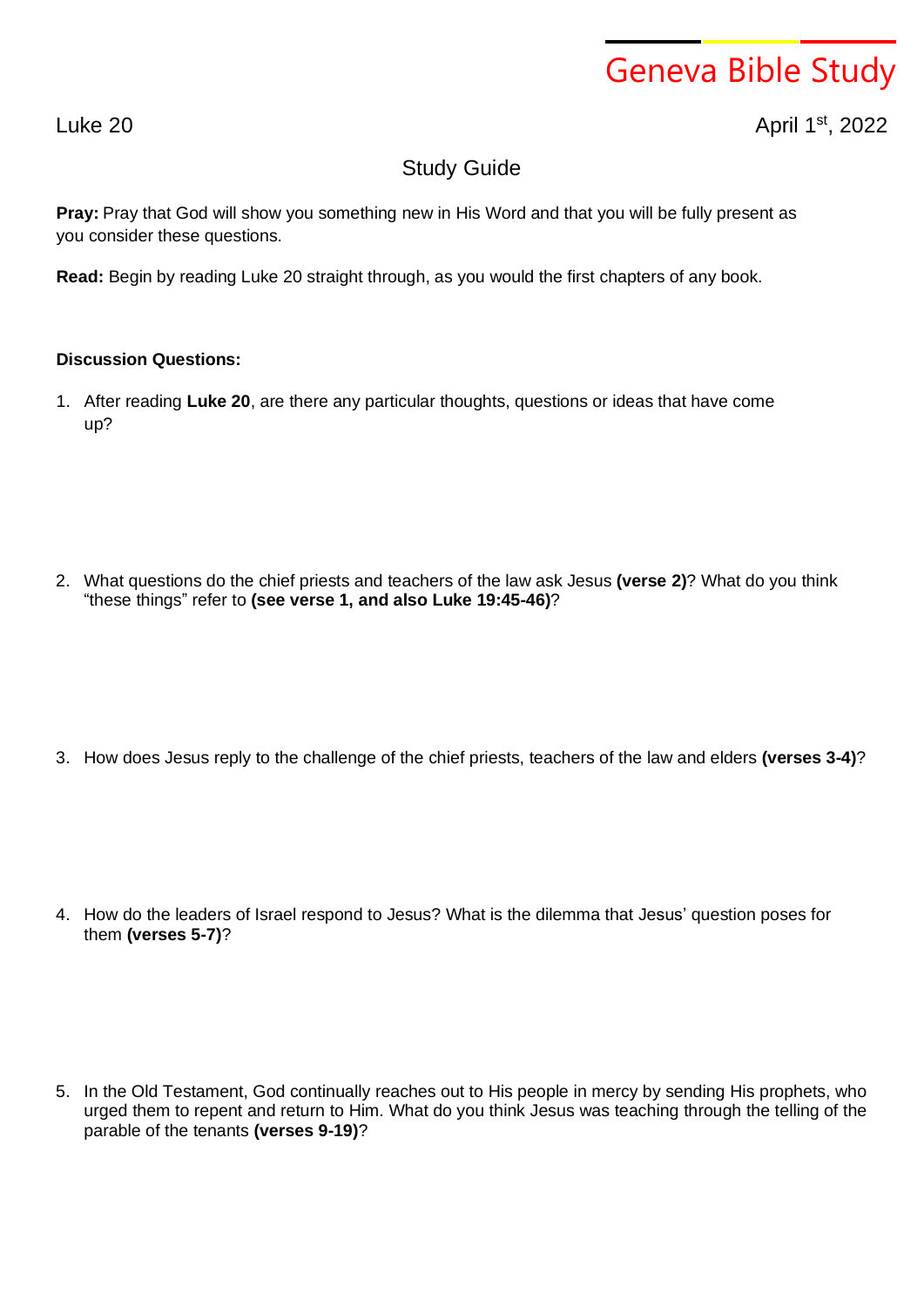# Geneva Bible Study

Luke 20

April 1st, 2022

## Study Guide

**Pray:** Pray that God will show you something new in His Word and that you will be fully present as you consider these questions.

**Read:** Begin by reading Luke 20 straight through, as you would the first chapters of any book.

**Discussion Questions:**

1. After reading **Luke 20**, are there any particular thoughts, questions or ideas that have come up?

2. What questions do the chief priests and teachers of the law ask Jesus **(verse 2)**? What do you think "these things" refer to **(see verse 1, and also Luke 19:45-46)**?

3. How does Jesus reply to the challenge of the chief priests, teachers of the law and elders **(verses 3-4)**?

4. How do the leaders of Israel respond to Jesus? What is the dilemma that Jesus' question poses for them **(verses 5-7)**?

5. In the Old Testament, God continually reaches out to His people in mercy by sending His prophets, who urged them to repent and return to Him. What do you think Jesus was teaching through the telling of the parable of the tenants **(verses 9-19)**?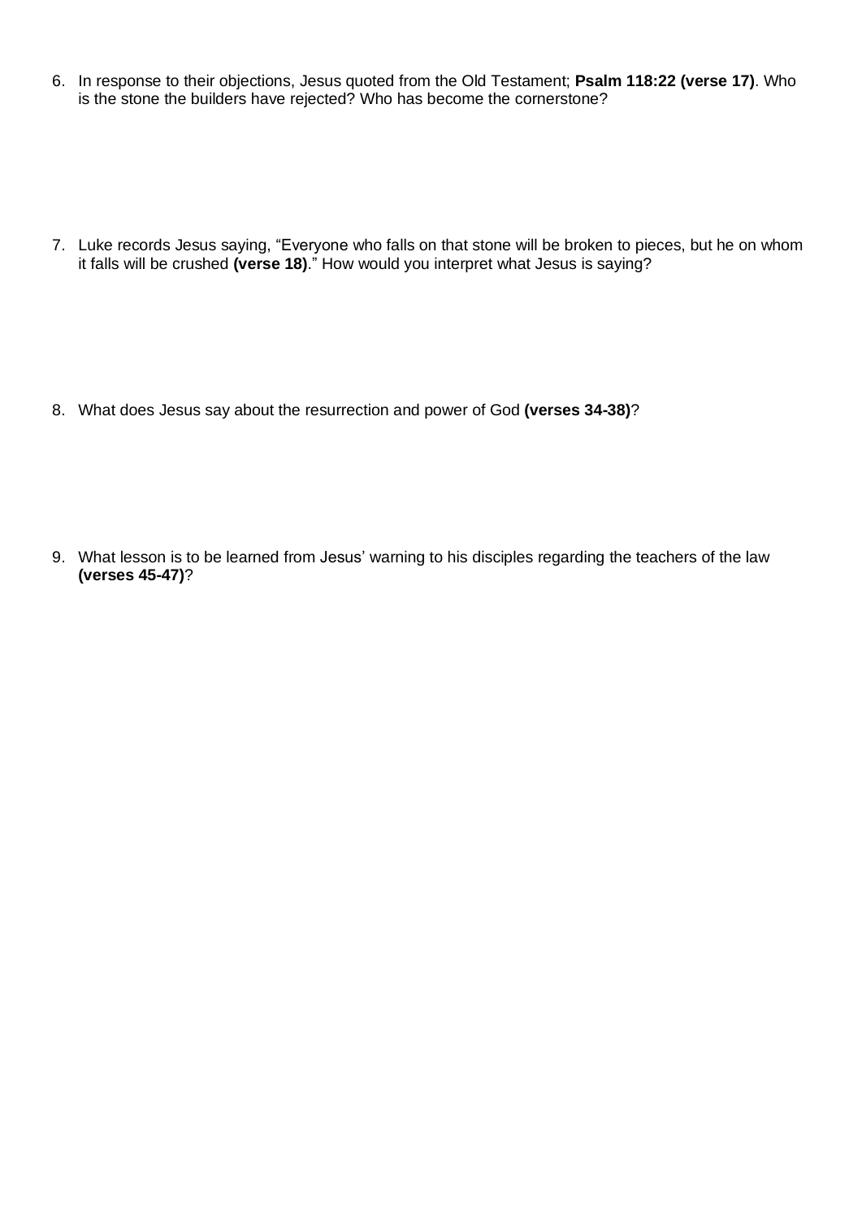6. In response to their objections, Jesus quoted from the Old Testament; **Psalm 118:22 (verse 17)**. Who is the stone the builders have rejected? Who has become the cornerstone?

7. Luke records Jesus saying, “Everyone who falls on that stone will be broken to pieces, but he on whom it falls will be crushed **(verse 18)**.” How would you interpret what Jesus is saying?

8. What does Jesus say about the resurrection and power of God **(verses 34-38)**?

9. What lesson is to be learned from Jesus’ warning to his disciples regarding the teachers of the law **(verses 45-47)**?